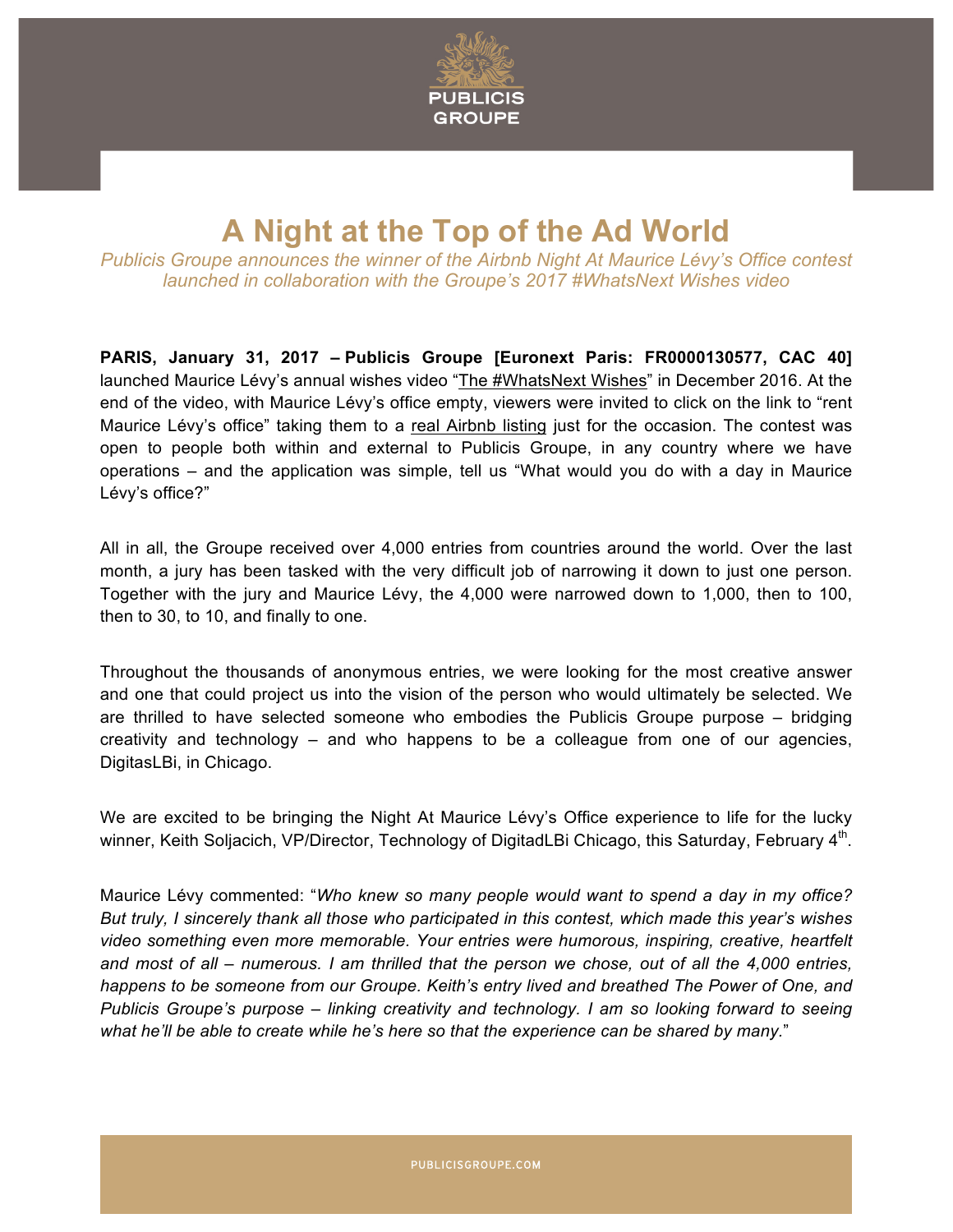# A Night at the Top of the Ad World

*Publicis Groupe announces the winner of the Airbnb Night At Maurice Lévy's Office contest launched in collaboration with the Groupe's 2017 #WhatsNext Wishes video*

**PARIS, January 31, 2017 – Publicis Groupe [Euronext Paris: FR0000130577, CAC 40]** launched Maurice Lévy's annual wishes video "The #WhatsNext Wishes" in December 2016. At the end of the video, with Maurice Lévy's office empty, viewers were invited to click on the link to "rent Maurice Lévy's office" taking them to a real Airbnb listing just for the occasion. The contest was open to people both within and external to Publicis Groupe, in any country where we have operations – and the application was simple, tell us "What would you do with a day in Maurice Lévy's office?"

All in all, the Groupe received over 4,000 entries from countries around the world. Over the last month, a jury has been tasked with the very difficult job of narrowing it down to just one person. Together with the jury and Maurice Lévy, the 4,000 were narrowed down to 1,000, then to 100, then to 30, to 10, and finally to one.

Throughout the thousands of anonymous entries, we were looking for the most creative answer and one that could project us into the vision of the person who would ultimately be selected. We are thrilled to have selected someone who embodies the Publicis Groupe purpose – bridging creativity and technology – and who happens to be a colleague from one of our agencies, DigitasLBi, in Chicago.

We are excited to be bringing the Night At Maurice Lévy's Office experience to life for the lucky winner, Keith Soljacich, VP/Director, Technology of DigitadLBi Chicago, this Saturday, February 4th.

Maurice Lévy commented: "*Who knew so many people would want to spend a day in my office? But truly, I sincerely thank all those who participated in this contest, which made this year's wishes video something even more memorable. Your entries were humorous, inspiring, creative, heartfelt and most of all – numerous. I am thrilled that the person we chose, out of all the 4,000 entries, happens to be someone from our Groupe. Keith's entry lived and breathed The Power of One, and Publicis Groupe's purpose – linking creativity and technology. I am so looking forward to seeing what he'll be able to create while he's here so that the experience can be shared by many.*"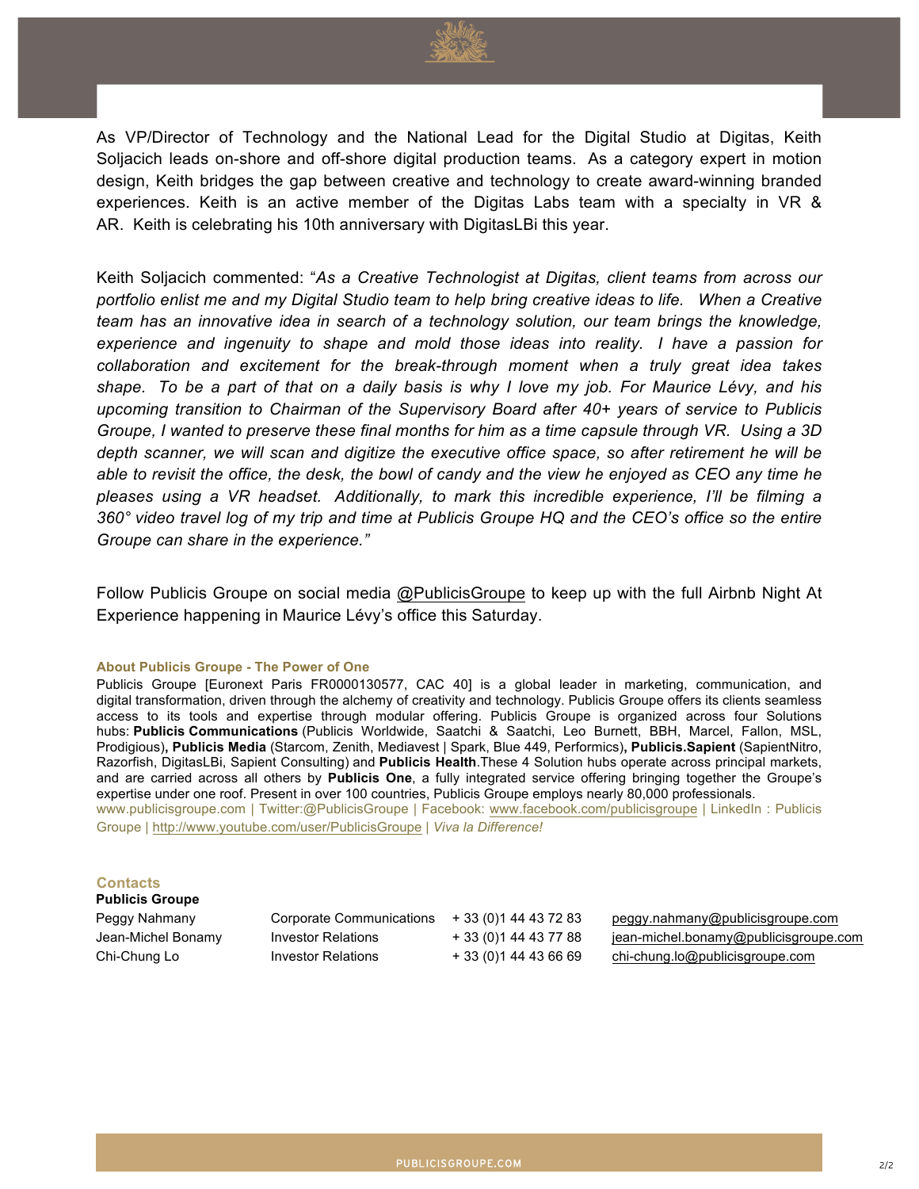As VP/Director of Technology and the National Lead for the Digital Studio at Digitas, Keith Soljacich leads on-shore and off-shore digital production teams. As a category expert in motion design, Keith bridges the gap between creative and technology to create award-winning branded experiences. Keith is an active member of the Digitas Labs team with a specialty in VR & AR. Keith is celebrating his 10th anniversary with DigitasLBi this year.

Keith Soljacich commented: "*As a Creative Technologist at Digitas, client teams from across our portfolio enlist me and my Digital Studio team to help bring creative ideas to life. When a Creative team has an innovative idea in search of a technology solution, our team brings the knowledge, experience and ingenuity to shape and mold those ideas into reality. I have a passion for collaboration and excitement for the break-through moment when a truly great idea takes shape. To be a part of that on a daily basis is why I love my job. For Maurice Lévy, and his upcoming transition to Chairman of the Supervisory Board after 40+ years of service to Publicis Groupe, I wanted to preserve these final months for him as a time capsule through VR. Using a 3D depth scanner, we will scan and digitize the executive office space, so after retirement he will be able to revisit the office, the desk, the bowl of candy and the view he enjoyed as CEO any time he pleases using a VR headset. Additionally, to mark this incredible experience, I'll be filming a 360° video travel log of my trip and time at Publicis Groupe HQ and the CEO's office so the entire Groupe can share in the experience.*"

Follow Publicis Groupe on social media @PublicisGroupe to keep up with the full Airbnb Night At Experience happening in Maurice Lévy's office this Saturday.

**About Publicis Groupe - The Power of One**

Publicis Groupe [Euronext Paris FR0000130577, CAC 40] is a global leader in marketing, communication, and digital transformation, driven through the alchemy of creativity and technology. Publicis Groupe offers its clients seamless access to its tools and expertise through modular offering. Publicis Groupe is organized across four Solutions hubs: **Publicis Communications** (Publicis Worldwide, Saatchi & Saatchi, Leo Burnett, BBH, Marcel, Fallon, MSL, Prodigious)**, Publicis Media** (Starcom, Zenith, Mediavest | Spark, Blue 449, Performics)**, Publicis.Sapient** (SapientNitro, Razorfish, DigitasLBi, Sapient Consulting) and **Publicis Health**.These 4 Solution hubs operate across principal markets, and are carried across all others by **Publicis One**, a fully integrated service offering bringing together the Groupe's expertise under one roof. Present in over 100 countries, Publicis Groupe employs nearly 80,000 professionals.
www.publicisgroupe.com | Twitter:@PublicisGroupe | Facebook: www.facebook.com/publicisgroupe | LinkedIn : Publicis Groupe | http://www.youtube.com/user/PublicisGroupe | *Viva la Difference!*

**Contacts**

**Publicis Groupe**

| | | | |
|---|---|---|---|
| Peggy Nahmany | Corporate Communications | + 33 (0)1 44 43 72 83 | peggy.nahmany@publicisgroupe.com |
| Jean-Michel Bonamy | Investor Relations | + 33 (0)1 44 43 77 88 | jean-michel.bonamy@publicisgroupe.com |
| Chi-Chung Lo | Investor Relations | + 33 (0)1 44 43 66 69 | chi-chung.lo@publicisgroupe.com |